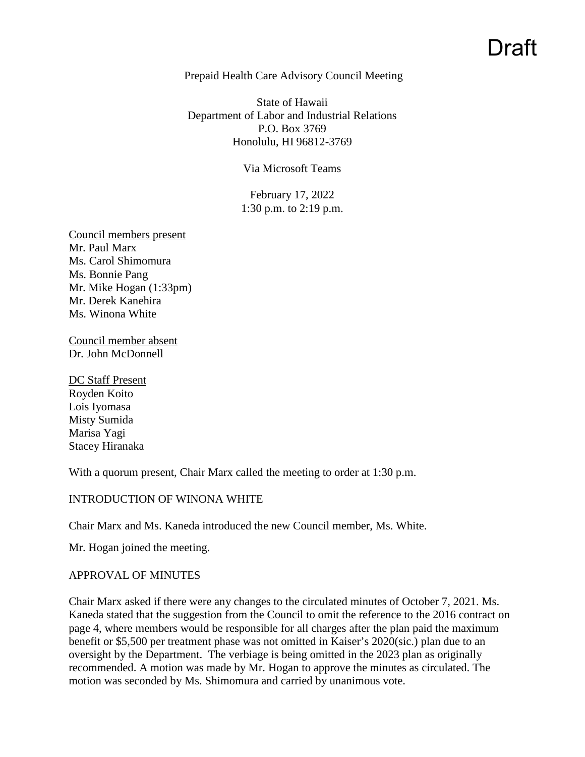Draft

Prepaid Health Care Advisory Council Meeting

State of Hawaii
Department of Labor and Industrial Relations
P.O. Box 3769
Honolulu, HI 96812-3769

Via Microsoft Teams

February 17, 2022
1:30 p.m. to 2:19 p.m.

<u>Council members present</u>
Mr. Paul Marx
Ms. Carol Shimomura
Ms. Bonnie Pang
Mr. Mike Hogan (1:33pm)
Mr. Derek Kanehira
Ms. Winona White

<u>Council member absent</u>
Dr. John McDonnell

<u>DC Staff Present</u>
Royden Koito
Lois Iyomasa
Misty Sumida
Marisa Yagi
Stacey Hiranaka

With a quorum present, Chair Marx called the meeting to order at 1:30 p.m.

INTRODUCTION OF WINONA WHITE

Chair Marx and Ms. Kaneda introduced the new Council member, Ms. White.

Mr. Hogan joined the meeting.

APPROVAL OF MINUTES

Chair Marx asked if there were any changes to the circulated minutes of October 7, 2021. Ms. Kaneda stated that the suggestion from the Council to omit the reference to the 2016 contract on page 4, where members would be responsible for all charges after the plan paid the maximum benefit or $5,500 per treatment phase was not omitted in Kaiser's 2020(sic.) plan due to an oversight by the Department. The verbiage is being omitted in the 2023 plan as originally recommended. A motion was made by Mr. Hogan to approve the minutes as circulated. The motion was seconded by Ms. Shimomura and carried by unanimous vote.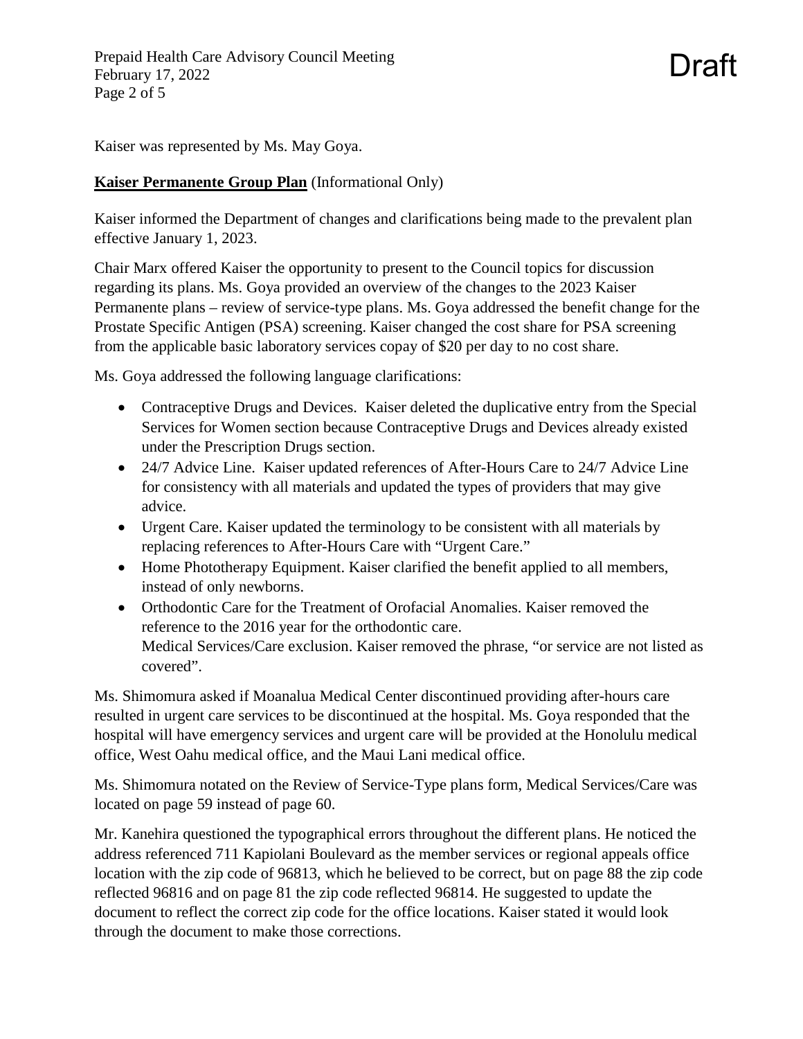Kaiser was represented by Ms. May Goya.

**Kaiser Permanente Group Plan** (Informational Only)

Kaiser informed the Department of changes and clarifications being made to the prevalent plan effective January 1, 2023.

Chair Marx offered Kaiser the opportunity to present to the Council topics for discussion regarding its plans. Ms. Goya provided an overview of the changes to the 2023 Kaiser Permanente plans – review of service-type plans. Ms. Goya addressed the benefit change for the Prostate Specific Antigen (PSA) screening. Kaiser changed the cost share for PSA screening from the applicable basic laboratory services copay of $20 per day to no cost share.

Ms. Goya addressed the following language clarifications:

- Contraceptive Drugs and Devices. Kaiser deleted the duplicative entry from the Special Services for Women section because Contraceptive Drugs and Devices already existed under the Prescription Drugs section.
- 24/7 Advice Line. Kaiser updated references of After-Hours Care to 24/7 Advice Line for consistency with all materials and updated the types of providers that may give advice.
- Urgent Care. Kaiser updated the terminology to be consistent with all materials by replacing references to After-Hours Care with "Urgent Care."
- Home Phototherapy Equipment. Kaiser clarified the benefit applied to all members, instead of only newborns.
- Orthodontic Care for the Treatment of Orofacial Anomalies. Kaiser removed the reference to the 2016 year for the orthodontic care.
  Medical Services/Care exclusion. Kaiser removed the phrase, "or service are not listed as covered".

Ms. Shimomura asked if Moanalua Medical Center discontinued providing after-hours care resulted in urgent care services to be discontinued at the hospital. Ms. Goya responded that the hospital will have emergency services and urgent care will be provided at the Honolulu medical office, West Oahu medical office, and the Maui Lani medical office.

Ms. Shimomura notated on the Review of Service-Type plans form, Medical Services/Care was located on page 59 instead of page 60.

Mr. Kanehira questioned the typographical errors throughout the different plans. He noticed the address referenced 711 Kapiolani Boulevard as the member services or regional appeals office location with the zip code of 96813, which he believed to be correct, but on page 88 the zip code reflected 96816 and on page 81 the zip code reflected 96814. He suggested to update the document to reflect the correct zip code for the office locations. Kaiser stated it would look through the document to make those corrections.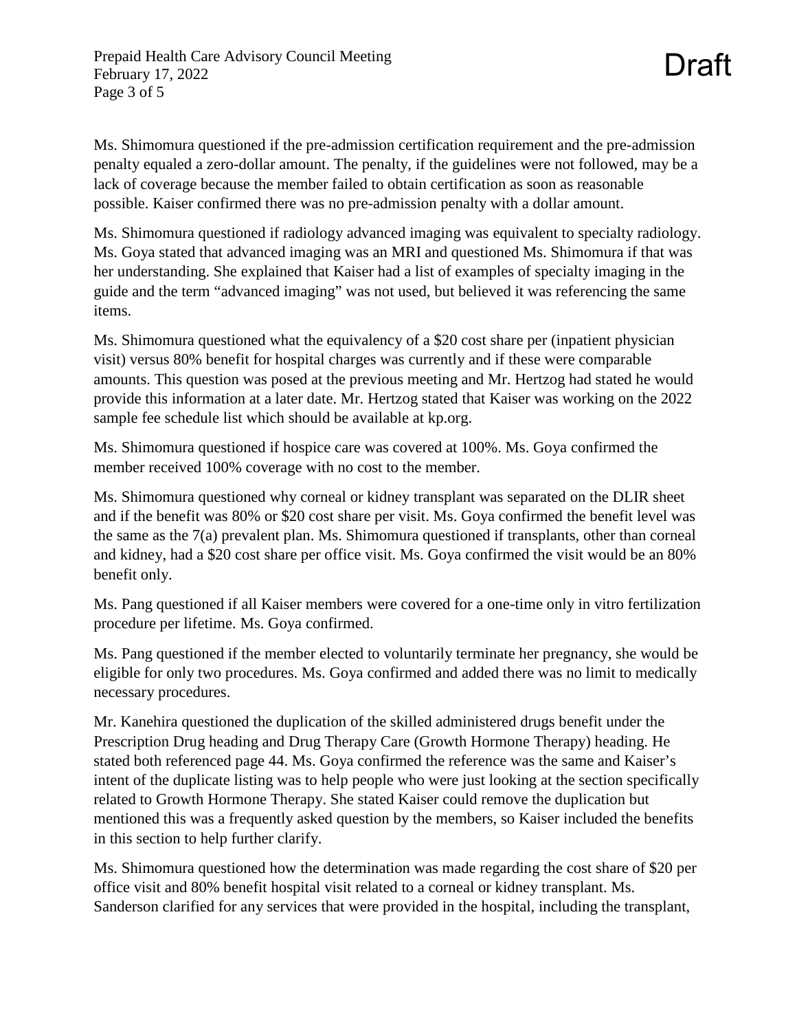Ms. Shimomura questioned if the pre-admission certification requirement and the pre-admission penalty equaled a zero-dollar amount. The penalty, if the guidelines were not followed, may be a lack of coverage because the member failed to obtain certification as soon as reasonable possible. Kaiser confirmed there was no pre-admission penalty with a dollar amount.

Ms. Shimomura questioned if radiology advanced imaging was equivalent to specialty radiology. Ms. Goya stated that advanced imaging was an MRI and questioned Ms. Shimomura if that was her understanding. She explained that Kaiser had a list of examples of specialty imaging in the guide and the term "advanced imaging" was not used, but believed it was referencing the same items.

Ms. Shimomura questioned what the equivalency of a $20 cost share per (inpatient physician visit) versus 80% benefit for hospital charges was currently and if these were comparable amounts. This question was posed at the previous meeting and Mr. Hertzog had stated he would provide this information at a later date. Mr. Hertzog stated that Kaiser was working on the 2022 sample fee schedule list which should be available at kp.org.

Ms. Shimomura questioned if hospice care was covered at 100%. Ms. Goya confirmed the member received 100% coverage with no cost to the member.

Ms. Shimomura questioned why corneal or kidney transplant was separated on the DLIR sheet and if the benefit was 80% or $20 cost share per visit. Ms. Goya confirmed the benefit level was the same as the 7(a) prevalent plan. Ms. Shimomura questioned if transplants, other than corneal and kidney, had a $20 cost share per office visit. Ms. Goya confirmed the visit would be an 80% benefit only.

Ms. Pang questioned if all Kaiser members were covered for a one-time only in vitro fertilization procedure per lifetime. Ms. Goya confirmed.

Ms. Pang questioned if the member elected to voluntarily terminate her pregnancy, she would be eligible for only two procedures. Ms. Goya confirmed and added there was no limit to medically necessary procedures.

Mr. Kanehira questioned the duplication of the skilled administered drugs benefit under the Prescription Drug heading and Drug Therapy Care (Growth Hormone Therapy) heading. He stated both referenced page 44. Ms. Goya confirmed the reference was the same and Kaiser's intent of the duplicate listing was to help people who were just looking at the section specifically related to Growth Hormone Therapy. She stated Kaiser could remove the duplication but mentioned this was a frequently asked question by the members, so Kaiser included the benefits in this section to help further clarify.

Ms. Shimomura questioned how the determination was made regarding the cost share of $20 per office visit and 80% benefit hospital visit related to a corneal or kidney transplant. Ms. Sanderson clarified for any services that were provided in the hospital, including the transplant,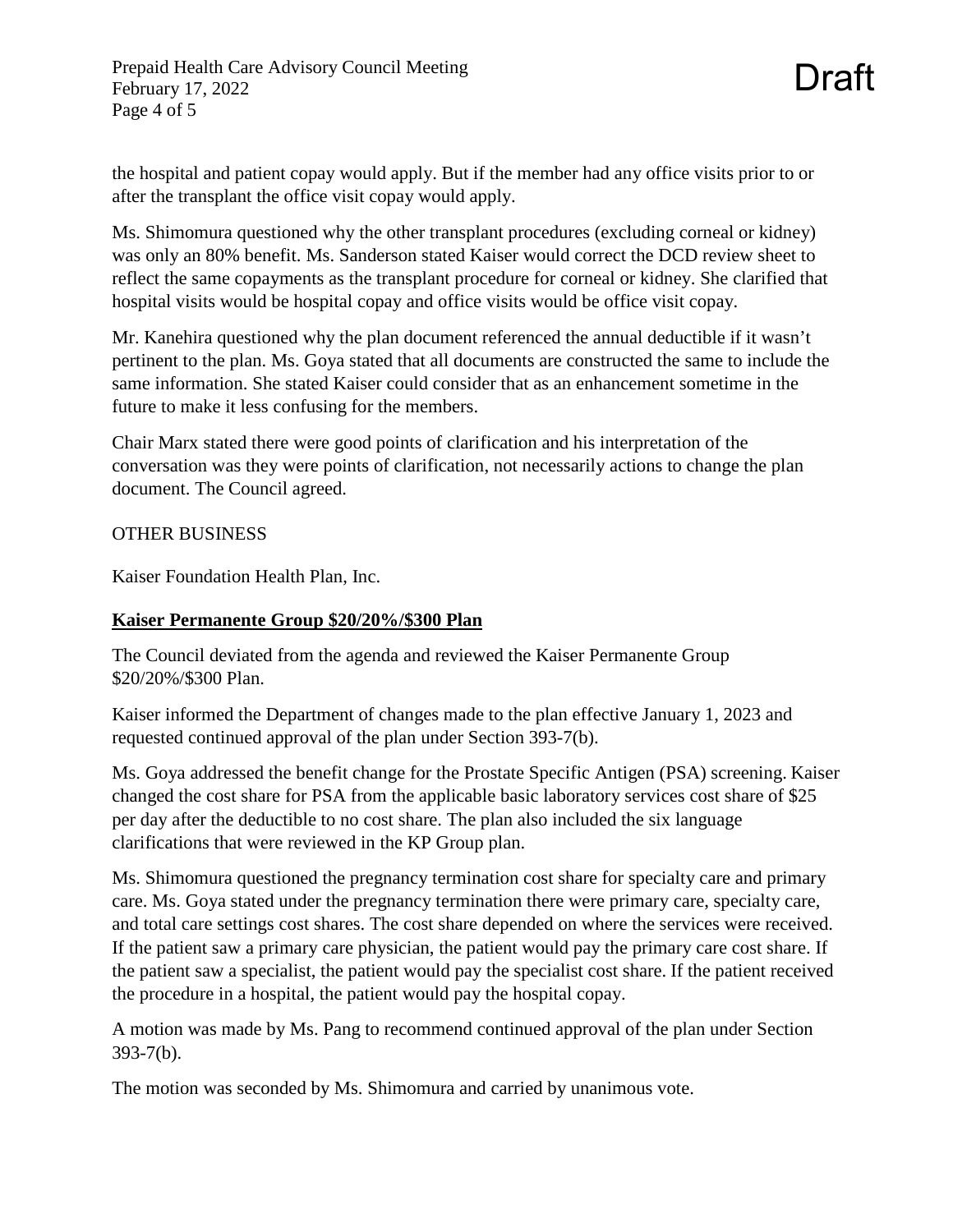the hospital and patient copay would apply. But if the member had any office visits prior to or after the transplant the office visit copay would apply.

Ms. Shimomura questioned why the other transplant procedures (excluding corneal or kidney) was only an 80% benefit. Ms. Sanderson stated Kaiser would correct the DCD review sheet to reflect the same copayments as the transplant procedure for corneal or kidney. She clarified that hospital visits would be hospital copay and office visits would be office visit copay.

Mr. Kanehira questioned why the plan document referenced the annual deductible if it wasn't pertinent to the plan. Ms. Goya stated that all documents are constructed the same to include the same information. She stated Kaiser could consider that as an enhancement sometime in the future to make it less confusing for the members.

Chair Marx stated there were good points of clarification and his interpretation of the conversation was they were points of clarification, not necessarily actions to change the plan document. The Council agreed.

OTHER BUSINESS

Kaiser Foundation Health Plan, Inc.

**Kaiser Permanente Group $20/20%/$300 Plan**

The Council deviated from the agenda and reviewed the Kaiser Permanente Group $20/20%/$300 Plan.

Kaiser informed the Department of changes made to the plan effective January 1, 2023 and requested continued approval of the plan under Section 393-7(b).

Ms. Goya addressed the benefit change for the Prostate Specific Antigen (PSA) screening. Kaiser changed the cost share for PSA from the applicable basic laboratory services cost share of $25 per day after the deductible to no cost share. The plan also included the six language clarifications that were reviewed in the KP Group plan.

Ms. Shimomura questioned the pregnancy termination cost share for specialty care and primary care. Ms. Goya stated under the pregnancy termination there were primary care, specialty care, and total care settings cost shares. The cost share depended on where the services were received. If the patient saw a primary care physician, the patient would pay the primary care cost share. If the patient saw a specialist, the patient would pay the specialist cost share. If the patient received the procedure in a hospital, the patient would pay the hospital copay.

A motion was made by Ms. Pang to recommend continued approval of the plan under Section 393-7(b).

The motion was seconded by Ms. Shimomura and carried by unanimous vote.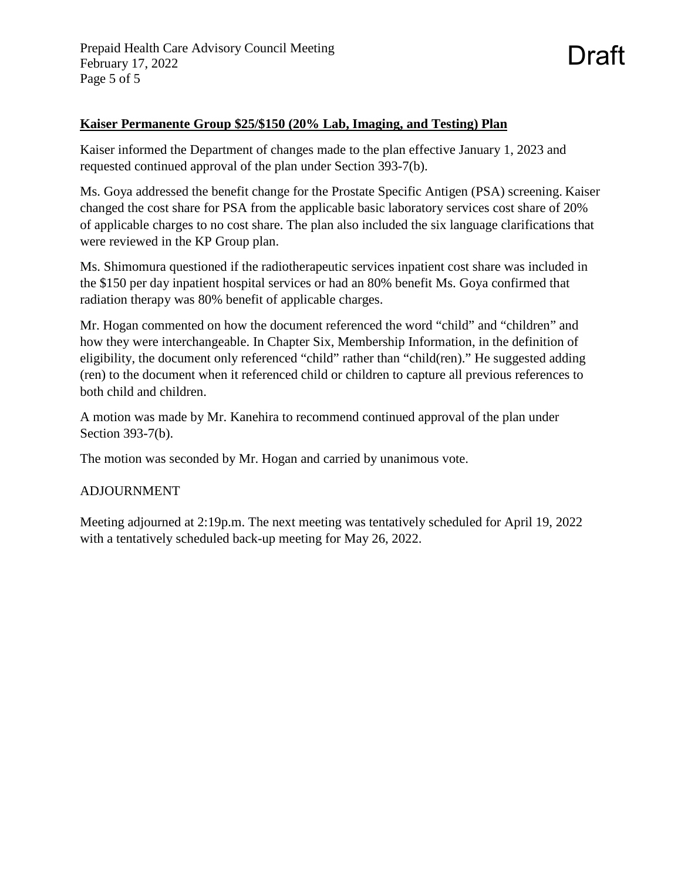**Kaiser Permanente Group $25/$150 (20% Lab, Imaging, and Testing) Plan**

Kaiser informed the Department of changes made to the plan effective January 1, 2023 and requested continued approval of the plan under Section 393-7(b).

Ms. Goya addressed the benefit change for the Prostate Specific Antigen (PSA) screening. Kaiser changed the cost share for PSA from the applicable basic laboratory services cost share of 20% of applicable charges to no cost share. The plan also included the six language clarifications that were reviewed in the KP Group plan.

Ms. Shimomura questioned if the radiotherapeutic services inpatient cost share was included in the $150 per day inpatient hospital services or had an 80% benefit Ms. Goya confirmed that radiation therapy was 80% benefit of applicable charges.

Mr. Hogan commented on how the document referenced the word "child" and "children" and how they were interchangeable. In Chapter Six, Membership Information, in the definition of eligibility, the document only referenced "child" rather than "child(ren)." He suggested adding (ren) to the document when it referenced child or children to capture all previous references to both child and children.

A motion was made by Mr. Kanehira to recommend continued approval of the plan under Section 393-7(b).

The motion was seconded by Mr. Hogan and carried by unanimous vote.

ADJOURNMENT

Meeting adjourned at 2:19p.m. The next meeting was tentatively scheduled for April 19, 2022 with a tentatively scheduled back-up meeting for May 26, 2022.